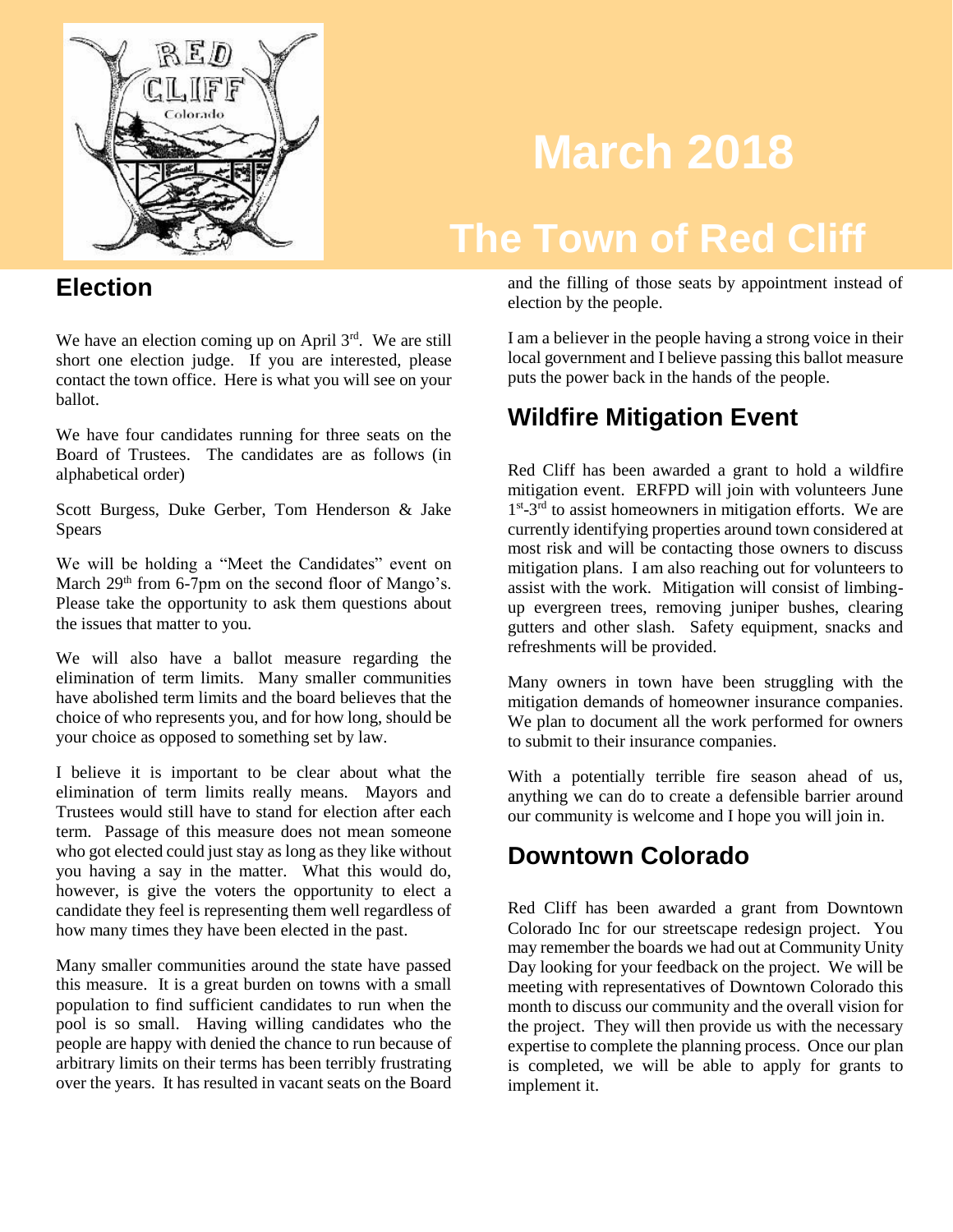# March 2018

# The Town of Red Cliff

## Election

We have an election coming up on April 3rd. We are still short one election judge. If you are interested, please contact the town office. Here is what you will see on your ballot.

We have four candidates running for three seats on the Board of Trustees. The candidates are as follows (in alphabetical order)

Scott Burgess, Duke Gerber, Tom Henderson & Jake Spears

We will be holding a "Meet the Candidates" event on March 29th from 6-7pm on the second floor of Mango's. Please take the opportunity to ask them questions about the issues that matter to you.

We will also have a ballot measure regarding the elimination of term limits. Many smaller communities have abolished term limits and the board believes that the choice of who represents you, and for how long, should be your choice as opposed to something set by law.

I believe it is important to be clear about what the elimination of term limits really means. Mayors and Trustees would still have to stand for election after each term. Passage of this measure does not mean someone who got elected could just stay as long as they like without you having a say in the matter. What this would do, however, is give the voters the opportunity to elect a candidate they feel is representing them well regardless of how many times they have been elected in the past.

Many smaller communities around the state have passed this measure. It is a great burden on towns with a small population to find sufficient candidates to run when the pool is so small. Having willing candidates who the people are happy with denied the chance to run because of arbitrary limits on their terms has been terribly frustrating over the years. It has resulted in vacant seats on the Board and the filling of those seats by appointment instead of election by the people.

I am a believer in the people having a strong voice in their local government and I believe passing this ballot measure puts the power back in the hands of the people.

## Wildfire Mitigation Event

Red Cliff has been awarded a grant to hold a wildfire mitigation event. ERFPD will join with volunteers June 1st-3rd to assist homeowners in mitigation efforts. We are currently identifying properties around town considered at most risk and will be contacting those owners to discuss mitigation plans. I am also reaching out for volunteers to assist with the work. Mitigation will consist of limbing-up evergreen trees, removing juniper bushes, clearing gutters and other slash. Safety equipment, snacks and refreshments will be provided.

Many owners in town have been struggling with the mitigation demands of homeowner insurance companies. We plan to document all the work performed for owners to submit to their insurance companies.

With a potentially terrible fire season ahead of us, anything we can do to create a defensible barrier around our community is welcome and I hope you will join in.

## Downtown Colorado

Red Cliff has been awarded a grant from Downtown Colorado Inc for our streetscape redesign project. You may remember the boards we had out at Community Unity Day looking for your feedback on the project. We will be meeting with representatives of Downtown Colorado this month to discuss our community and the overall vision for the project. They will then provide us with the necessary expertise to complete the planning process. Once our plan is completed, we will be able to apply for grants to implement it.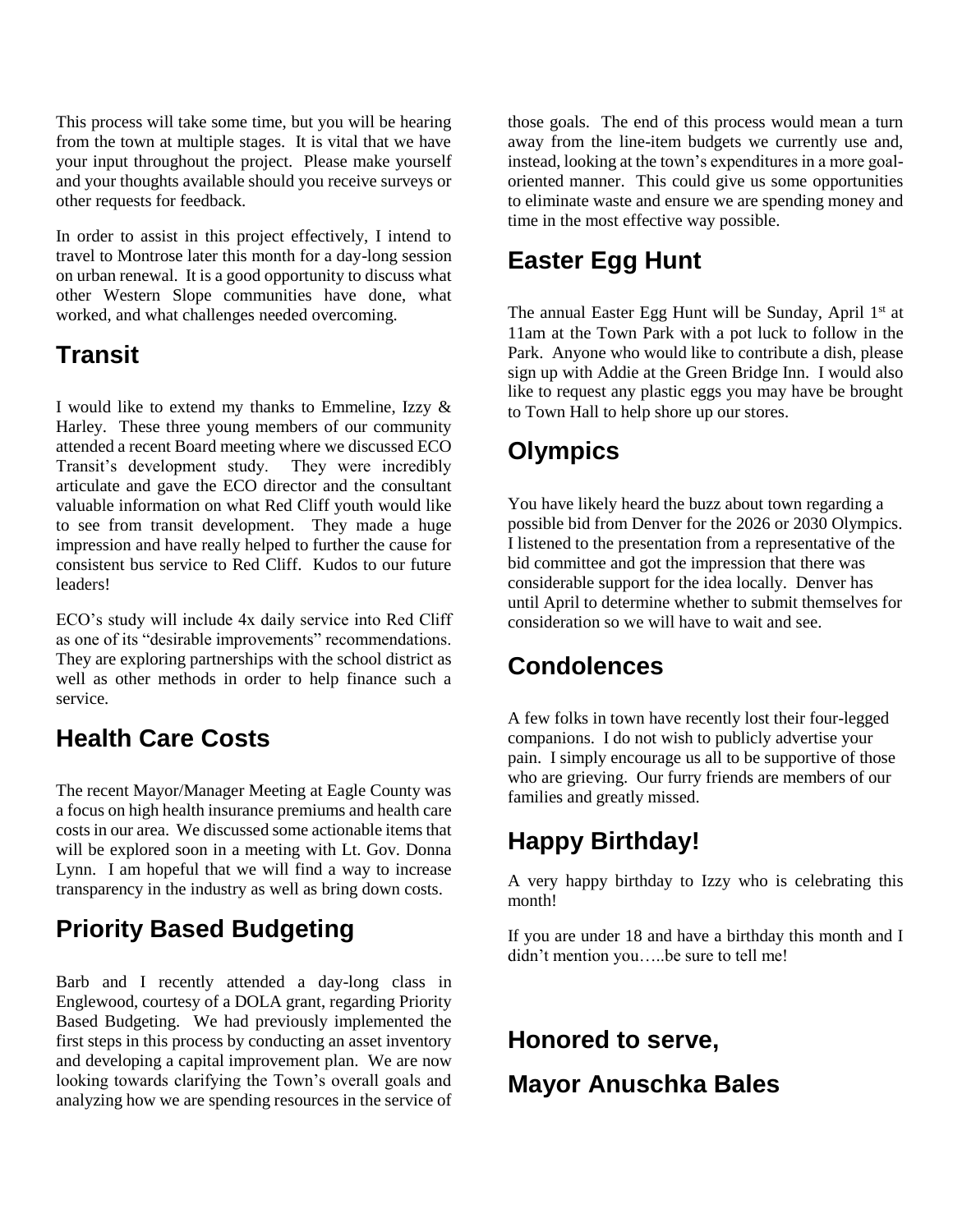This process will take some time, but you will be hearing from the town at multiple stages. It is vital that we have your input throughout the project. Please make yourself and your thoughts available should you receive surveys or other requests for feedback.

In order to assist in this project effectively, I intend to travel to Montrose later this month for a day-long session on urban renewal. It is a good opportunity to discuss what other Western Slope communities have done, what worked, and what challenges needed overcoming.

## Transit

I would like to extend my thanks to Emmeline, Izzy & Harley. These three young members of our community attended a recent Board meeting where we discussed ECO Transit's development study. They were incredibly articulate and gave the ECO director and the consultant valuable information on what Red Cliff youth would like to see from transit development. They made a huge impression and have really helped to further the cause for consistent bus service to Red Cliff. Kudos to our future leaders!

ECO's study will include 4x daily service into Red Cliff as one of its "desirable improvements" recommendations. They are exploring partnerships with the school district as well as other methods in order to help finance such a service.

## Health Care Costs

The recent Mayor/Manager Meeting at Eagle County was a focus on high health insurance premiums and health care costs in our area. We discussed some actionable items that will be explored soon in a meeting with Lt. Gov. Donna Lynn. I am hopeful that we will find a way to increase transparency in the industry as well as bring down costs.

## Priority Based Budgeting

Barb and I recently attended a day-long class in Englewood, courtesy of a DOLA grant, regarding Priority Based Budgeting. We had previously implemented the first steps in this process by conducting an asset inventory and developing a capital improvement plan. We are now looking towards clarifying the Town's overall goals and analyzing how we are spending resources in the service of those goals. The end of this process would mean a turn away from the line-item budgets we currently use and, instead, looking at the town's expenditures in a more goal-oriented manner. This could give us some opportunities to eliminate waste and ensure we are spending money and time in the most effective way possible.

## Easter Egg Hunt

The annual Easter Egg Hunt will be Sunday, April 1st at 11am at the Town Park with a pot luck to follow in the Park. Anyone who would like to contribute a dish, please sign up with Addie at the Green Bridge Inn. I would also like to request any plastic eggs you may have be brought to Town Hall to help shore up our stores.

## Olympics

You have likely heard the buzz about town regarding a possible bid from Denver for the 2026 or 2030 Olympics. I listened to the presentation from a representative of the bid committee and got the impression that there was considerable support for the idea locally. Denver has until April to determine whether to submit themselves for consideration so we will have to wait and see.

## Condolences

A few folks in town have recently lost their four-legged companions. I do not wish to publicly advertise your pain. I simply encourage us all to be supportive of those who are grieving. Our furry friends are members of our families and greatly missed.

## Happy Birthday!

A very happy birthday to Izzy who is celebrating this month!

If you are under 18 and have a birthday this month and I didn't mention you…..be sure to tell me!

**Honored to serve,**

**Mayor Anuschka Bales**